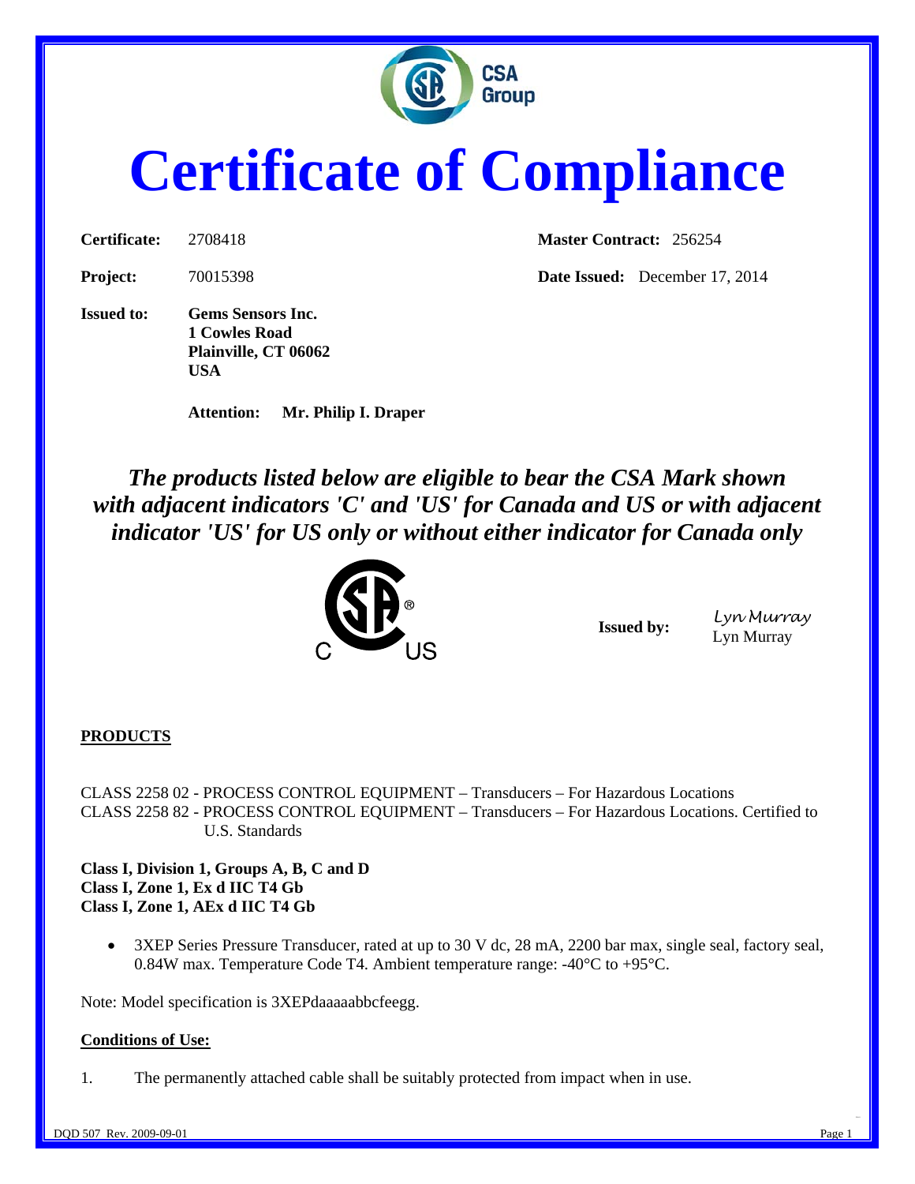# Certificate of Compliance

**Certificate:** 2708418

**Master Contract:** 256254

**Project:** 70015398

**Date Issued:** December 17, 2014

**Issued to:** **Gems Sensors Inc.**
**1 Cowles Road**
**Plainville, CT 06062**
**USA**

**Attention:** **Mr. Philip I. Draper**

***The products listed below are eligible to bear the CSA Mark shown with adjacent indicators 'C' and 'US' for Canada and US or with adjacent indicator 'US' for US only or without either indicator for Canada only***

**Issued by:** Lyn Murray
Lyn Murray

## PRODUCTS

CLASS 2258 02 - PROCESS CONTROL EQUIPMENT – Transducers – For Hazardous Locations
CLASS 2258 82 - PROCESS CONTROL EQUIPMENT – Transducers – For Hazardous Locations. Certified to U.S. Standards

**Class I, Division 1, Groups A, B, C and D**
**Class I, Zone 1, Ex d IIC T4 Gb**
**Class I, Zone 1, AEx d IIC T4 Gb**

- 3XEP Series Pressure Transducer, rated at up to 30 V dc, 28 mA, 2200 bar max, single seal, factory seal, 0.84W max. Temperature Code T4. Ambient temperature range: -40°C to +95°C.

Note: Model specification is 3XEPdaaaaabbcfeegg.

**Conditions of Use:**

1. The permanently attached cable shall be suitably protected from impact when in use.

DQD 507 Rev. 2009-09-01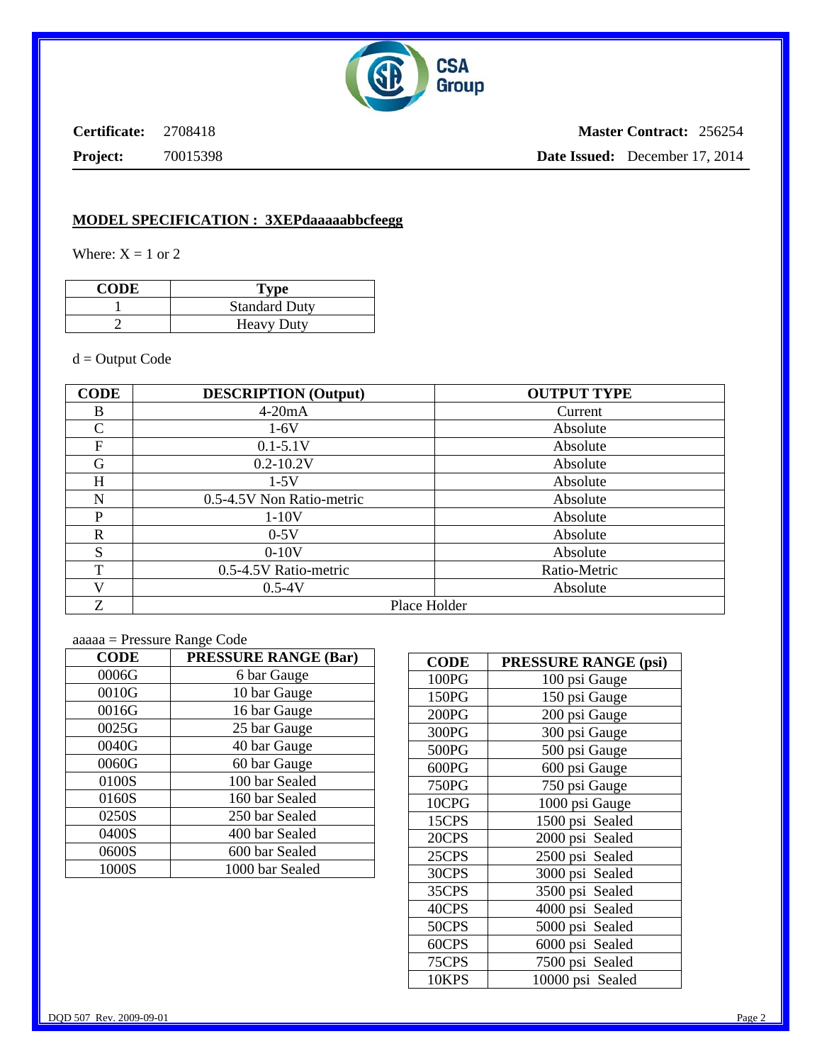**Certificate:** 2708418 **Master Contract:** 256254

**Project:** 70015398 **Date Issued:** December 17, 2014

## MODEL SPECIFICATION : 3XEPdaaaaabbcfeegg

Where: X = 1 or 2

| CODE | Type |
|---|---|
| 1 | Standard Duty |
| 2 | Heavy Duty |

d = Output Code

| CODE | DESCRIPTION (Output) | OUTPUT TYPE |
|---|---|---|
| B | 4-20mA | Current |
| C | 1-6V | Absolute |
| F | 0.1-5.1V | Absolute |
| G | 0.2-10.2V | Absolute |
| H | 1-5V | Absolute |
| N | 0.5-4.5V Non Ratio-metric | Absolute |
| P | 1-10V | Absolute |
| R | 0-5V | Absolute |
| S | 0-10V | Absolute |
| T | 0.5-4.5V Ratio-metric | Ratio-Metric |
| V | 0.5-4V | Absolute |
| Z | Place Holder | |

aaaaa = Pressure Range Code

| CODE | PRESSURE RANGE (Bar) |
|---|---|
| 0006G | 6 bar Gauge |
| 0010G | 10 bar Gauge |
| 0016G | 16 bar Gauge |
| 0025G | 25 bar Gauge |
| 0040G | 40 bar Gauge |
| 0060G | 60 bar Gauge |
| 0100S | 100 bar Sealed |
| 0160S | 160 bar Sealed |
| 0250S | 250 bar Sealed |
| 0400S | 400 bar Sealed |
| 0600S | 600 bar Sealed |
| 1000S | 1000 bar Sealed |

| CODE | PRESSURE RANGE (psi) |
|---|---|
| 100PG | 100 psi Gauge |
| 150PG | 150 psi Gauge |
| 200PG | 200 psi Gauge |
| 300PG | 300 psi Gauge |
| 500PG | 500 psi Gauge |
| 600PG | 600 psi Gauge |
| 750PG | 750 psi Gauge |
| 10CPG | 1000 psi Gauge |
| 15CPS | 1500 psi Sealed |
| 20CPS | 2000 psi Sealed |
| 25CPS | 2500 psi Sealed |
| 30CPS | 3000 psi Sealed |
| 35CPS | 3500 psi Sealed |
| 40CPS | 4000 psi Sealed |
| 50CPS | 5000 psi Sealed |
| 60CPS | 6000 psi Sealed |
| 75CPS | 7500 psi Sealed |
| 10KPS | 10000 psi Sealed |

DQD 507 Rev. 2009-09-01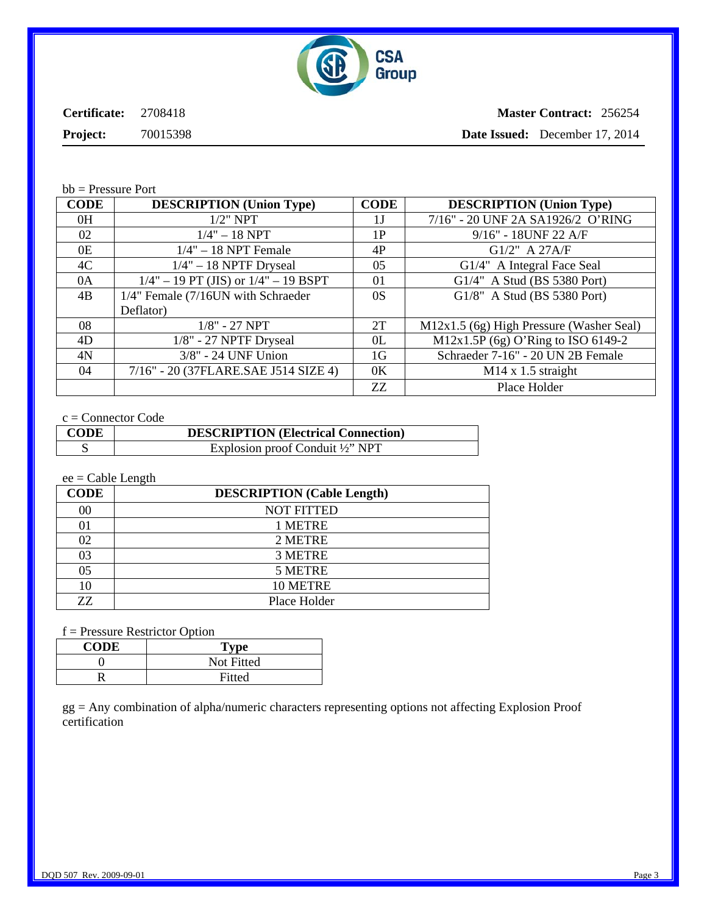**Certificate:** 2708418 **Master Contract:** 256254

**Project:** 70015398 **Date Issued:** December 17, 2014

bb = Pressure Port

| CODE | DESCRIPTION (Union Type) | CODE | DESCRIPTION (Union Type) |
|---|---|---|---|
| 0H | 1/2" NPT | 1J | 7/16" - 20 UNF 2A SA1926/2 O'RING |
| 02 | 1/4" – 18 NPT | 1P | 9/16" - 18UNF 22 A/F |
| 0E | 1/4" – 18 NPT Female | 4P | G1/2" A 27A/F |
| 4C | 1/4" – 18 NPTF Dryseal | 05 | G1/4" A Integral Face Seal |
| 0A | 1/4" – 19 PT (JIS) or 1/4" – 19 BSPT | 01 | G1/4" A Stud (BS 5380 Port) |
| 4B | 1/4" Female (7/16UN with Schraeder Deflator) | 0S | G1/8" A Stud (BS 5380 Port) |
| 08 | 1/8" - 27 NPT | 2T | M12x1.5 (6g) High Pressure (Washer Seal) |
| 4D | 1/8" - 27 NPTF Dryseal | 0L | M12x1.5P (6g) O'Ring to ISO 6149-2 |
| 4N | 3/8" - 24 UNF Union | 1G | Schraeder 7-16" - 20 UN 2B Female |
| 04 | 7/16" - 20 (37FLARE.SAE J514 SIZE 4) | 0K | M14 x 1.5 straight |
| | | ZZ | Place Holder |

c = Connector Code

| CODE | DESCRIPTION (Electrical Connection) |
|---|---|
| S | Explosion proof Conduit ½" NPT |

ee = Cable Length

| CODE | DESCRIPTION (Cable Length) |
|---|---|
| 00 | NOT FITTED |
| 01 | 1 METRE |
| 02 | 2 METRE |
| 03 | 3 METRE |
| 05 | 5 METRE |
| 10 | 10 METRE |
| ZZ | Place Holder |

f = Pressure Restrictor Option

| CODE | Type |
|---|---|
| 0 | Not Fitted |
| R | Fitted |

gg = Any combination of alpha/numeric characters representing options not affecting Explosion Proof certification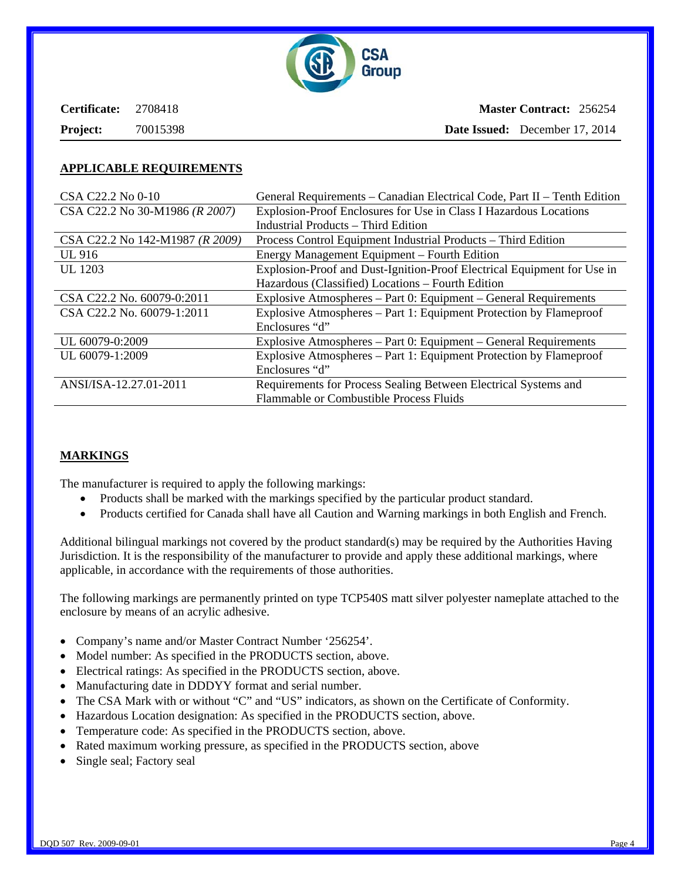**Certificate:** 2708418 **Master Contract:** 256254

**Project:** 70015398 **Date Issued:** December 17, 2014

## APPLICABLE REQUIREMENTS

| | |
|---|---|
| CSA C22.2 No 0-10 | General Requirements – Canadian Electrical Code, Part II – Tenth Edition |
| CSA C22.2 No 30-M1986 *(R 2007)* | Explosion-Proof Enclosures for Use in Class I Hazardous Locations Industrial Products – Third Edition |
| CSA C22.2 No 142-M1987 *(R 2009)* | Process Control Equipment Industrial Products – Third Edition |
| UL 916 | Energy Management Equipment – Fourth Edition |
| UL 1203 | Explosion-Proof and Dust-Ignition-Proof Electrical Equipment for Use in Hazardous (Classified) Locations – Fourth Edition |
| CSA C22.2 No. 60079-0:2011 | Explosive Atmospheres – Part 0: Equipment – General Requirements |
| CSA C22.2 No. 60079-1:2011 | Explosive Atmospheres – Part 1: Equipment Protection by Flameproof Enclosures "d" |
| UL 60079-0:2009 | Explosive Atmospheres – Part 0: Equipment – General Requirements |
| UL 60079-1:2009 | Explosive Atmospheres – Part 1: Equipment Protection by Flameproof Enclosures "d" |
| ANSI/ISA-12.27.01-2011 | Requirements for Process Sealing Between Electrical Systems and Flammable or Combustible Process Fluids |

## MARKINGS

The manufacturer is required to apply the following markings:

- Products shall be marked with the markings specified by the particular product standard.
- Products certified for Canada shall have all Caution and Warning markings in both English and French.

Additional bilingual markings not covered by the product standard(s) may be required by the Authorities Having Jurisdiction. It is the responsibility of the manufacturer to provide and apply these additional markings, where applicable, in accordance with the requirements of those authorities.

The following markings are permanently printed on type TCP540S matt silver polyester nameplate attached to the enclosure by means of an acrylic adhesive.

- Company's name and/or Master Contract Number '256254'.
- Model number: As specified in the PRODUCTS section, above.
- Electrical ratings: As specified in the PRODUCTS section, above.
- Manufacturing date in DDDYY format and serial number.
- The CSA Mark with or without "C" and "US" indicators, as shown on the Certificate of Conformity.
- Hazardous Location designation: As specified in the PRODUCTS section, above.
- Temperature code: As specified in the PRODUCTS section, above.
- Rated maximum working pressure, as specified in the PRODUCTS section, above
- Single seal; Factory seal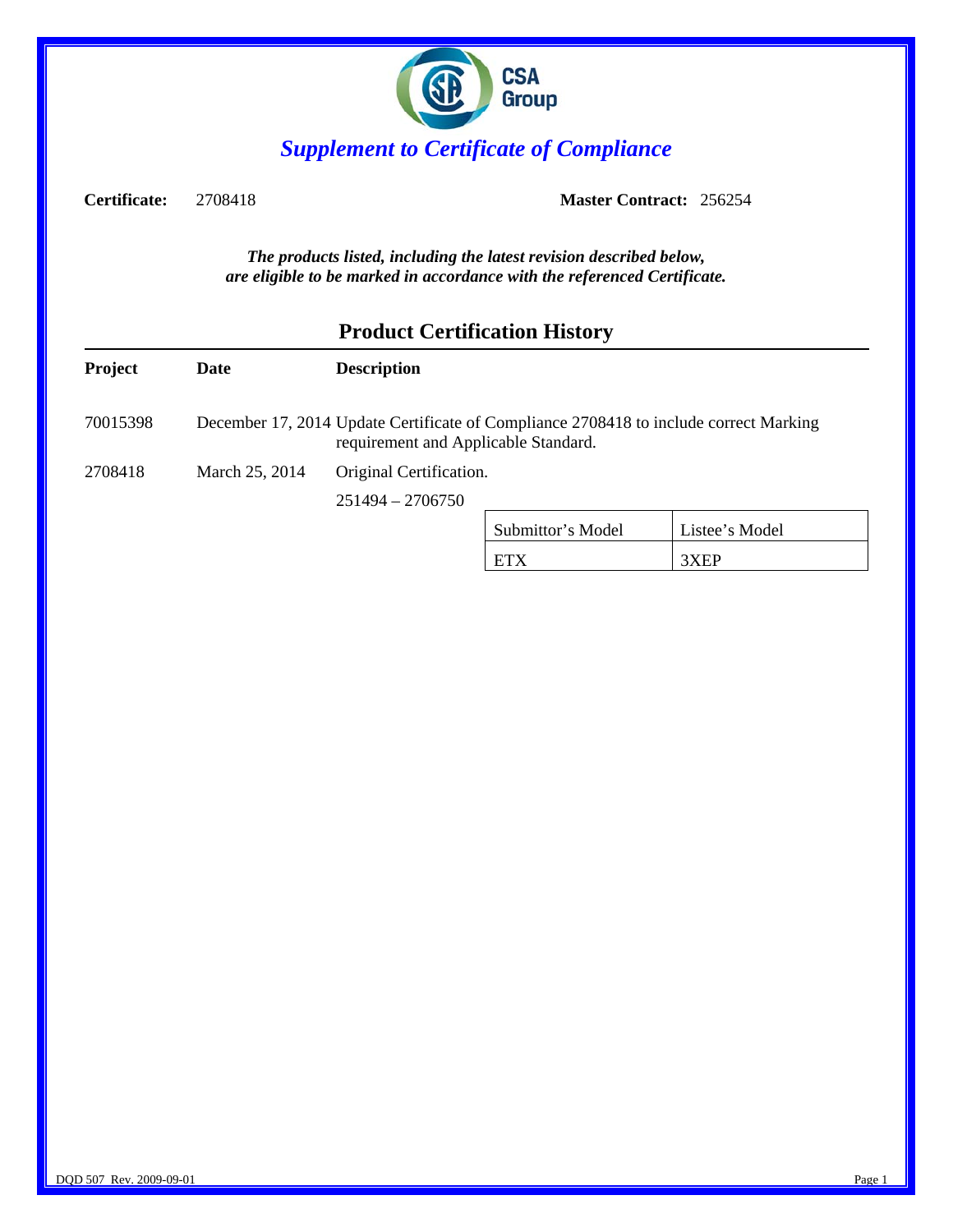# *Supplement to Certificate of Compliance*

**Certificate:** 2708418 **Master Contract:** 256254

***The products listed, including the latest revision described below, are eligible to be marked in accordance with the referenced Certificate.***

## Product Certification History

| Project | Date | Description |
|---|---|---|
| 70015398 | December 17, 2014 | Update Certificate of Compliance 2708418 to include correct Marking requirement and Applicable Standard. |
| 2708418 | March 25, 2014 | Original Certification. |

251494 – 2706750

| Submittor's Model | Listee's Model |
|---|---|
| ETX | 3XEP |

DQD 507 Rev. 2009-09-01